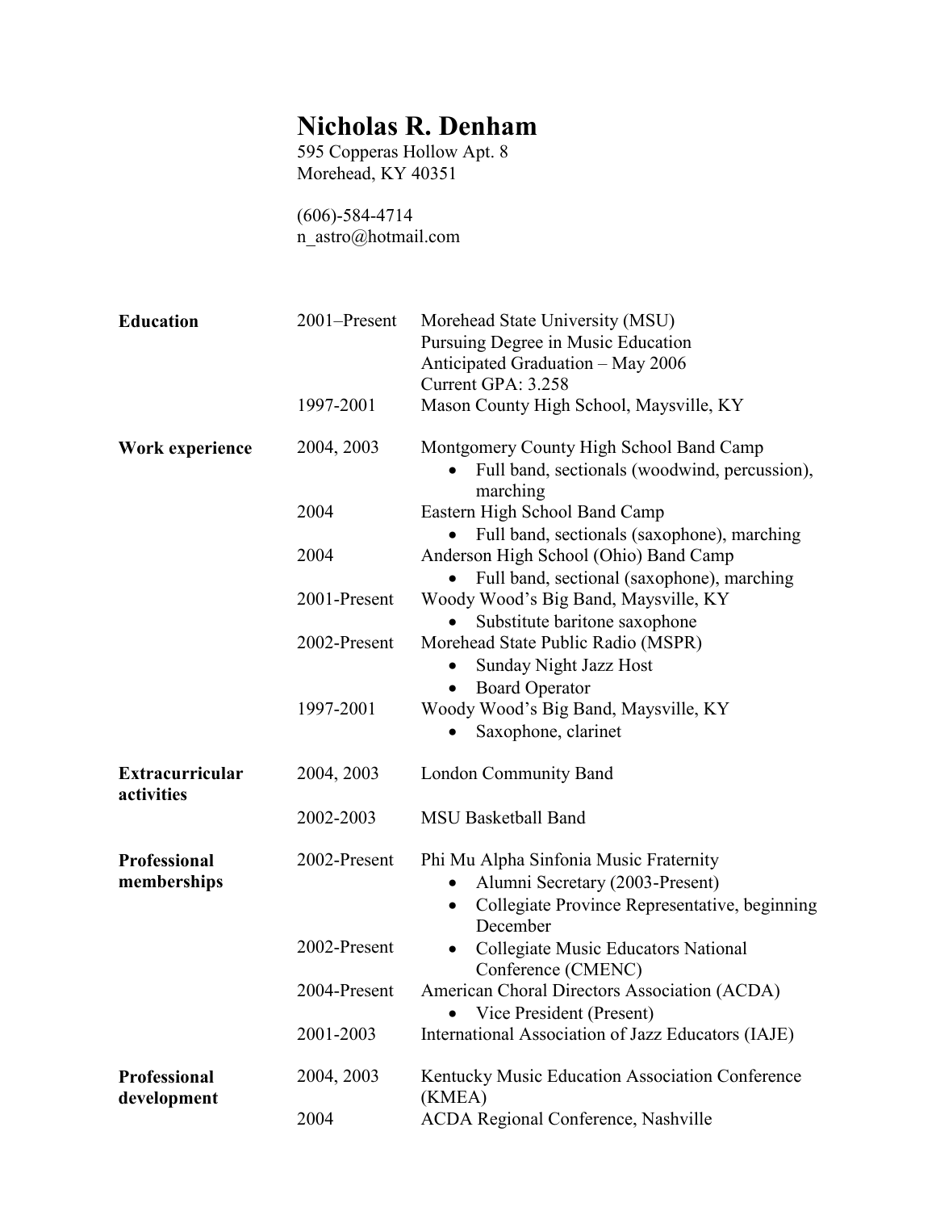# Nicholas R. Denham

595 Copperas Hollow Apt. 8
Morehead, KY 40351

(606)-584-4714
n_astro@hotmail.com

## Education

**2001–Present** — Morehead State University (MSU)
Pursuing Degree in Music Education
Anticipated Graduation – May 2006
Current GPA: 3.258

**1997-2001** — Mason County High School, Maysville, KY

## Work experience

**2004, 2003** — Montgomery County High School Band Camp
- Full band, sectionals (woodwind, percussion), marching

**2004** — Eastern High School Band Camp
- Full band, sectionals (saxophone), marching

**2004** — Anderson High School (Ohio) Band Camp
- Full band, sectional (saxophone), marching

**2001-Present** — Woody Wood's Big Band, Maysville, KY
- Substitute baritone saxophone

**2002-Present** — Morehead State Public Radio (MSPR)
- Sunday Night Jazz Host
- Board Operator

**1997-2001** — Woody Wood's Big Band, Maysville, KY
- Saxophone, clarinet

## Extracurricular activities

**2004, 2003** — London Community Band

**2002-2003** — MSU Basketball Band

## Professional memberships

**2002-Present** — Phi Mu Alpha Sinfonia Music Fraternity
- Alumni Secretary (2003-Present)
- Collegiate Province Representative, beginning December

**2002-Present**
- Collegiate Music Educators National Conference (CMENC)

**2004-Present** — American Choral Directors Association (ACDA)
- Vice President (Present)

**2001-2003** — International Association of Jazz Educators (IAJE)

## Professional development

**2004, 2003** — Kentucky Music Education Association Conference (KMEA)

**2004** — ACDA Regional Conference, Nashville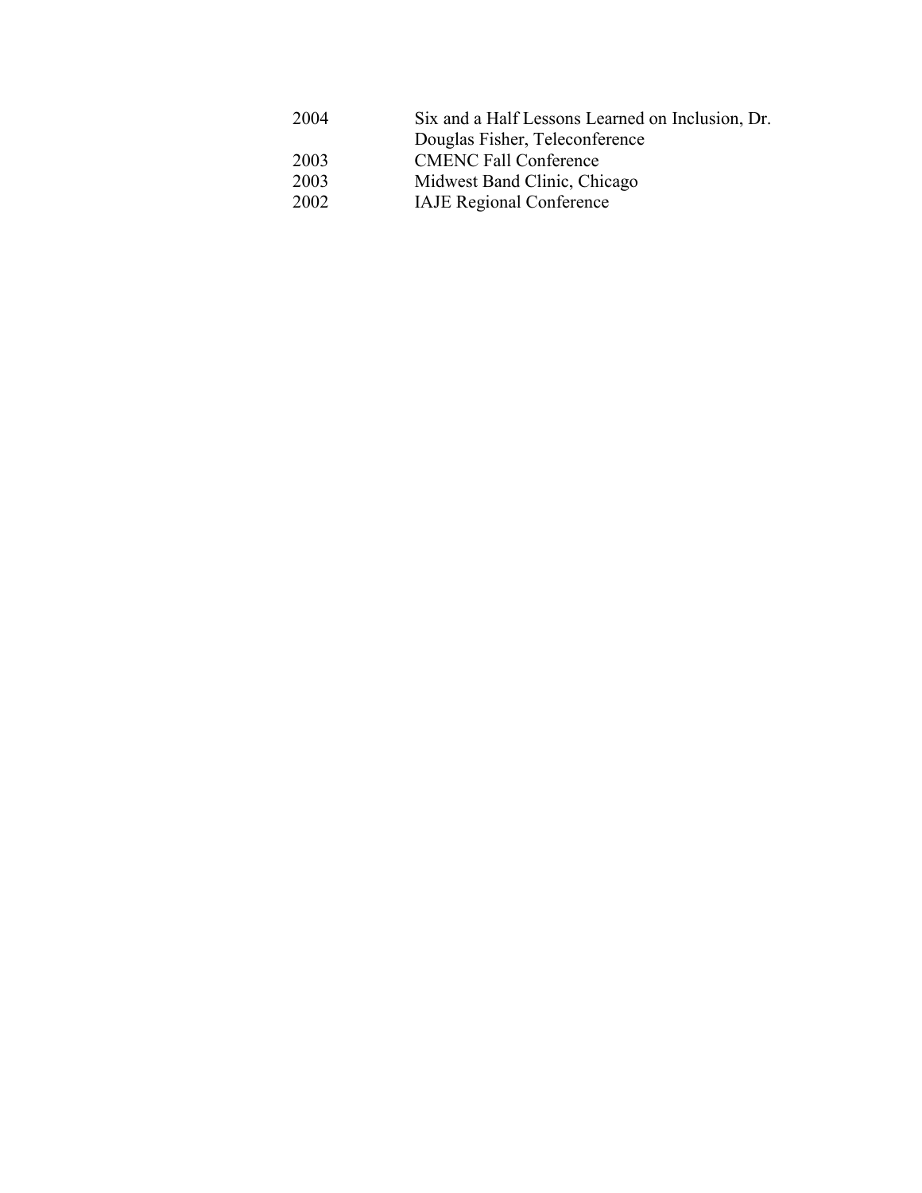| | |
|---|---|
| 2004 | Six and a Half Lessons Learned on Inclusion, Dr. Douglas Fisher, Teleconference |
| 2003 | CMENC Fall Conference |
| 2003 | Midwest Band Clinic, Chicago |
| 2002 | IAJE Regional Conference |